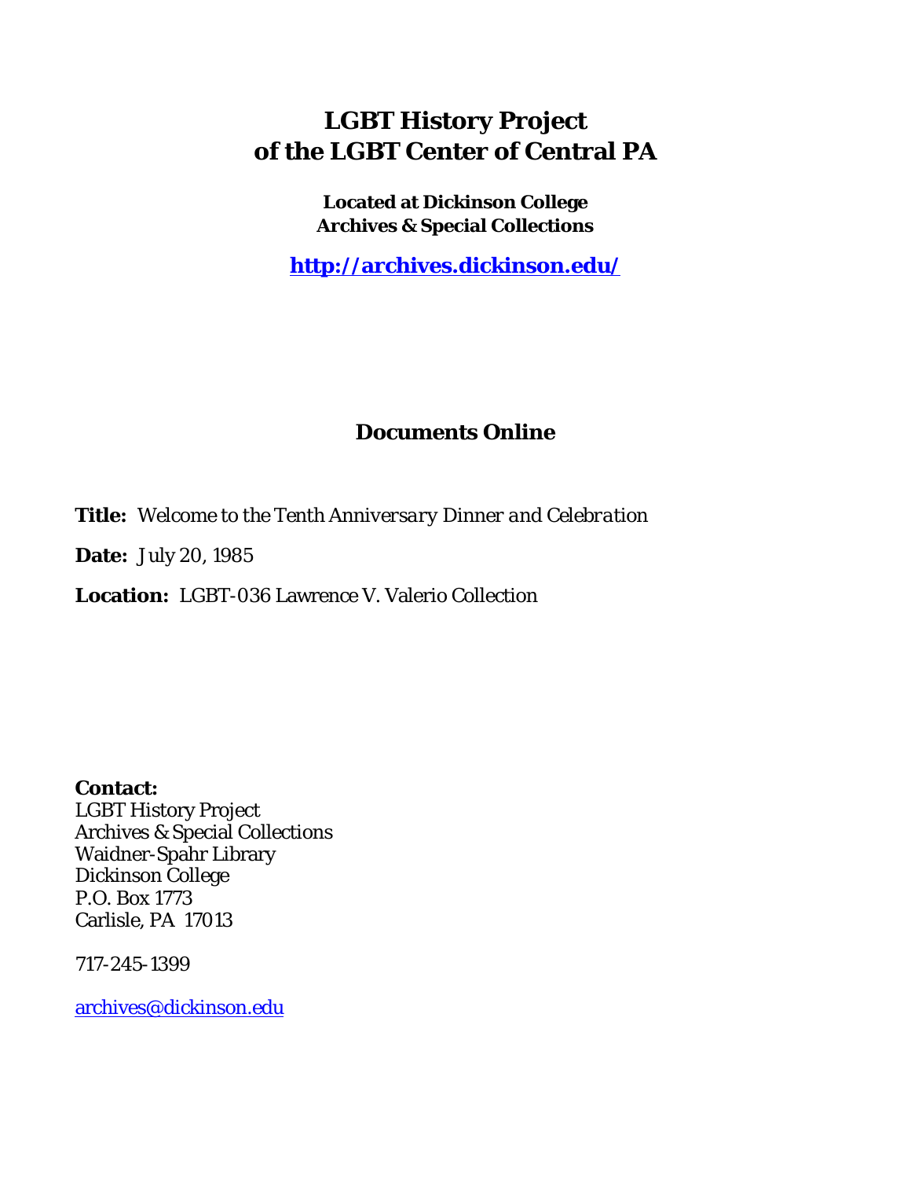# LGBT History Project of the LGBT Center of Central PA

**Located at Dickinson College Archives & Special Collections**

**http://archives.dickinson.edu/**

## Documents Online

**Title:** *Welcome to the Tenth Anniversary Dinner and Celebration*

**Date:** July 20, 1985

**Location:** LGBT-036 Lawrence V. Valerio Collection

**Contact:**
LGBT History Project
Archives & Special Collections
Waidner-Spahr Library
Dickinson College
P.O. Box 1773
Carlisle, PA 17013

717-245-1399

archives@dickinson.edu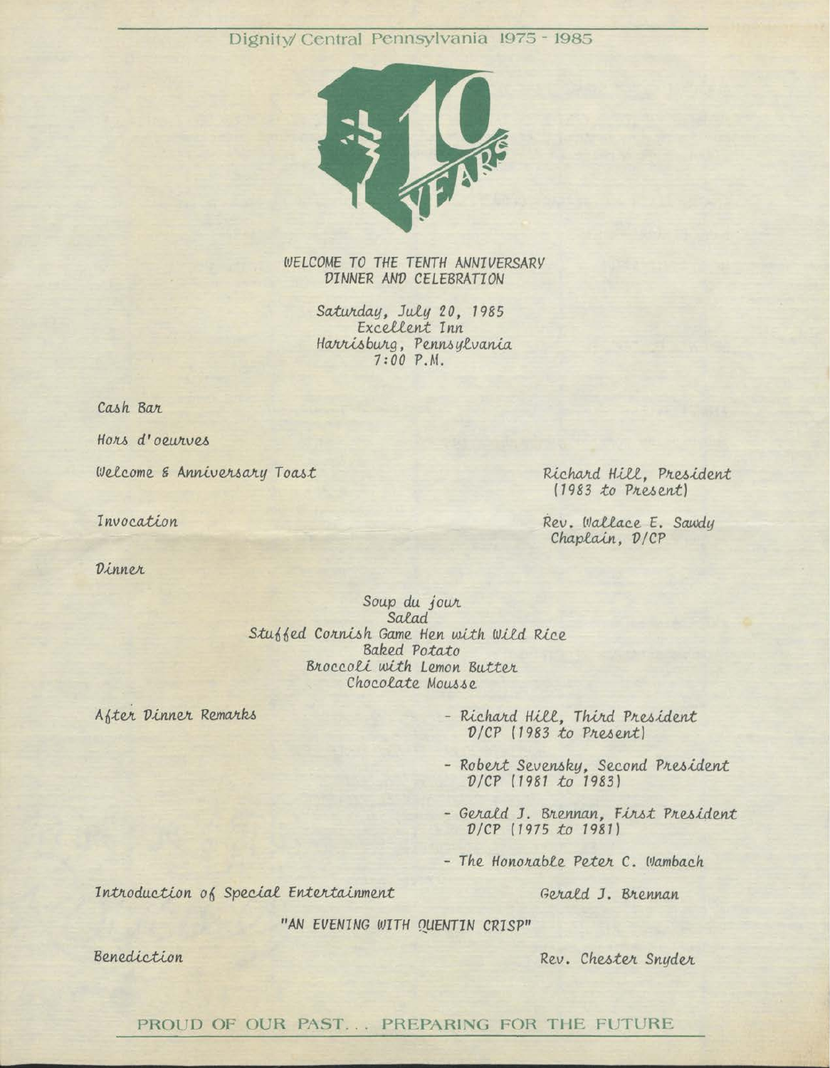Dignity/ Central Pennsylvania 1975 - 1985

WELCOME TO THE TENTH ANNIVERSARY
DINNER AND CELEBRATION

Saturday, July 20, 1985
Excellent Inn
Harrisburg, Pennsylvania
7:00 P.M.

Cash Bar

Hors d'oeurves

Welcome & Anniversary Toast — Richard Hill, President (1983 to Present)

Invocation — Rev. Wallace E. Sawdy, Chaplain, D/CP

Dinner

Soup du jour
Salad
Stuffed Cornish Game Hen with Wild Rice
Baked Potato
Broccoli with Lemon Butter
Chocolate Mousse

After Dinner Remarks

- Richard Hill, Third President D/CP (1983 to Present)
- Robert Sevensky, Second President D/CP (1981 to 1983)
- Gerald J. Brennan, First President D/CP (1975 to 1981)
- The Honorable Peter C. Wambach

Introduction of Special Entertainment — Gerald J. Brennan

"AN EVENING WITH QUENTIN CRISP"

Benediction — Rev. Chester Snyder

PROUD OF OUR PAST... PREPARING FOR THE FUTURE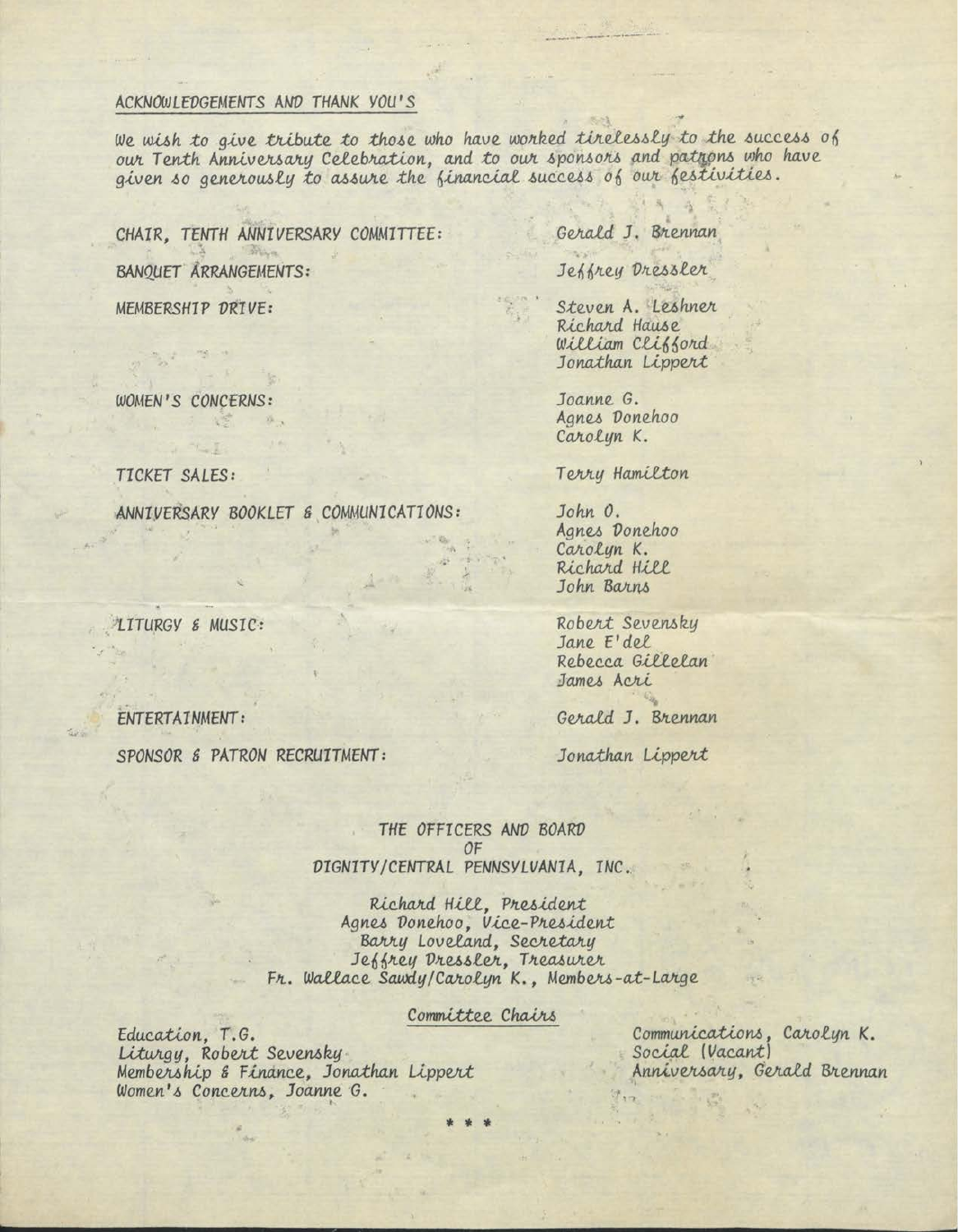## ACKNOWLEDGEMENTS AND THANK YOU'S

We wish to give tribute to those who have worked tirelessly to the success of our Tenth Anniversary Celebration, and to our sponsors and patrons who have given so generously to assure the financial success of our festivities.

| | |
|---|---|
| CHAIR, TENTH ANNIVERSARY COMMITTEE: | Gerald J. Brennan |
| BANQUET ARRANGEMENTS: | Jeffrey Dressler |
| MEMBERSHIP DRIVE: | Steven A. Leshner<br>Richard Hause<br>William Clifford<br>Jonathan Lippert |
| WOMEN'S CONCERNS: | Joanne G.<br>Agnes Donehoo<br>Carolyn K. |
| TICKET SALES: | Terry Hamilton |
| ANNIVERSARY BOOKLET & COMMUNICATIONS: | John O.<br>Agnes Donehoo<br>Carolyn K.<br>Richard Hill<br>John Barns |
| LITURGY & MUSIC: | Robert Sevensky<br>Jane E'del<br>Rebecca Gillelan<br>James Acri |
| ENTERTAINMENT: | Gerald J. Brennan |
| SPONSOR & PATRON RECRUITMENT: | Jonathan Lippert |

### THE OFFICERS AND BOARD OF DIGNITY/CENTRAL PENNSYLVANIA, INC.

Richard Hill, President
Agnes Donehoo, Vice-President
Barry Loveland, Secretary
Jeffrey Dressler, Treasurer
Fr. Wallace Sawdy/Carolyn K., Members-at-Large

#### Committee Chairs

Education, T.G.
Liturgy, Robert Sevensky
Membership & Finance, Jonathan Lippert
Women's Concerns, Joanne G.
Communications, Carolyn K.
Social (Vacant)
Anniversary, Gerald Brennan

\* \* \*